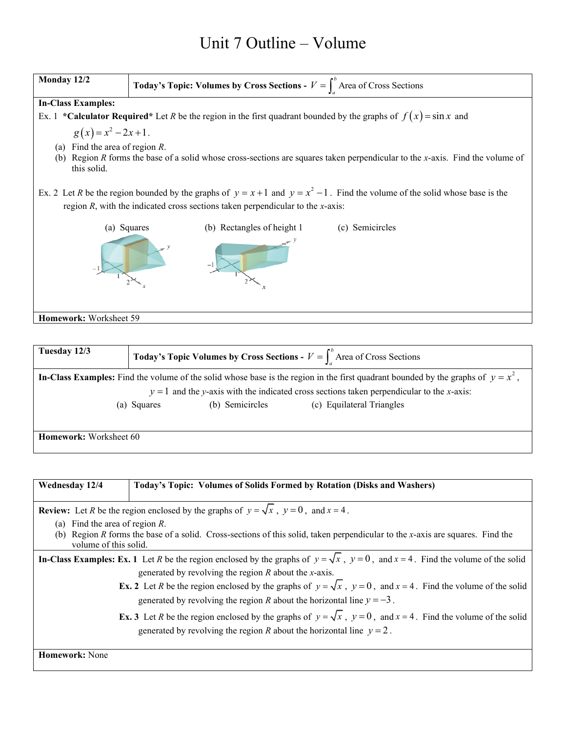# Unit 7 Outline – Volume

| **Monday 12/2** | **Today's Topic: Volumes by Cross Sections -** $V = \int_a^b$ Area of Cross Sections |
|---|---|

**In-Class Examples:**

Ex. 1 ***Calculator Required*** Let *R* be the region in the first quadrant bounded by the graphs of $f(x) = \sin x$ and $g(x) = x^2 - 2x + 1$.

(a) Find the area of region *R*.
(b) Region *R* forms the base of a solid whose cross-sections are squares taken perpendicular to the *x*-axis. Find the volume of this solid.

Ex. 2 Let *R* be the region bounded by the graphs of $y = x + 1$ and $y = x^2 - 1$. Find the volume of the solid whose base is the region *R*, with the indicated cross sections taken perpendicular to the *x*-axis:

(a) Squares (b) Rectangles of height 1 (c) Semicircles

**Homework:** Worksheet 59

| **Tuesday 12/3** | **Today's Topic Volumes by Cross Sections -** $V = \int_a^b$ Area of Cross Sections |
|---|---|

**In-Class Examples:** Find the volume of the solid whose base is the region in the first quadrant bounded by the graphs of $y = x^2$, $y = 1$ and the *y*-axis with the indicated cross sections taken perpendicular to the *x*-axis:

(a) Squares (b) Semicircles (c) Equilateral Triangles

**Homework:** Worksheet 60

| **Wednesday 12/4** | **Today's Topic: Volumes of Solids Formed by Rotation (Disks and Washers)** |
|---|---|

**Review:** Let *R* be the region enclosed by the graphs of $y = \sqrt{x}$, $y = 0$, and $x = 4$.

(a) Find the area of region *R*.
(b) Region *R* forms the base of a solid. Cross-sections of this solid, taken perpendicular to the *x*-axis are squares. Find the volume of this solid.

**In-Class Examples: Ex. 1** Let *R* be the region enclosed by the graphs of $y = \sqrt{x}$, $y = 0$, and $x = 4$. Find the volume of the solid generated by revolving the region *R* about the *x*-axis.

**Ex. 2** Let *R* be the region enclosed by the graphs of $y = \sqrt{x}$, $y = 0$, and $x = 4$. Find the volume of the solid generated by revolving the region *R* about the horizontal line $y = -3$.

**Ex. 3** Let *R* be the region enclosed by the graphs of $y = \sqrt{x}$, $y = 0$, and $x = 4$. Find the volume of the solid generated by revolving the region *R* about the horizontal line $y = 2$.

**Homework:** None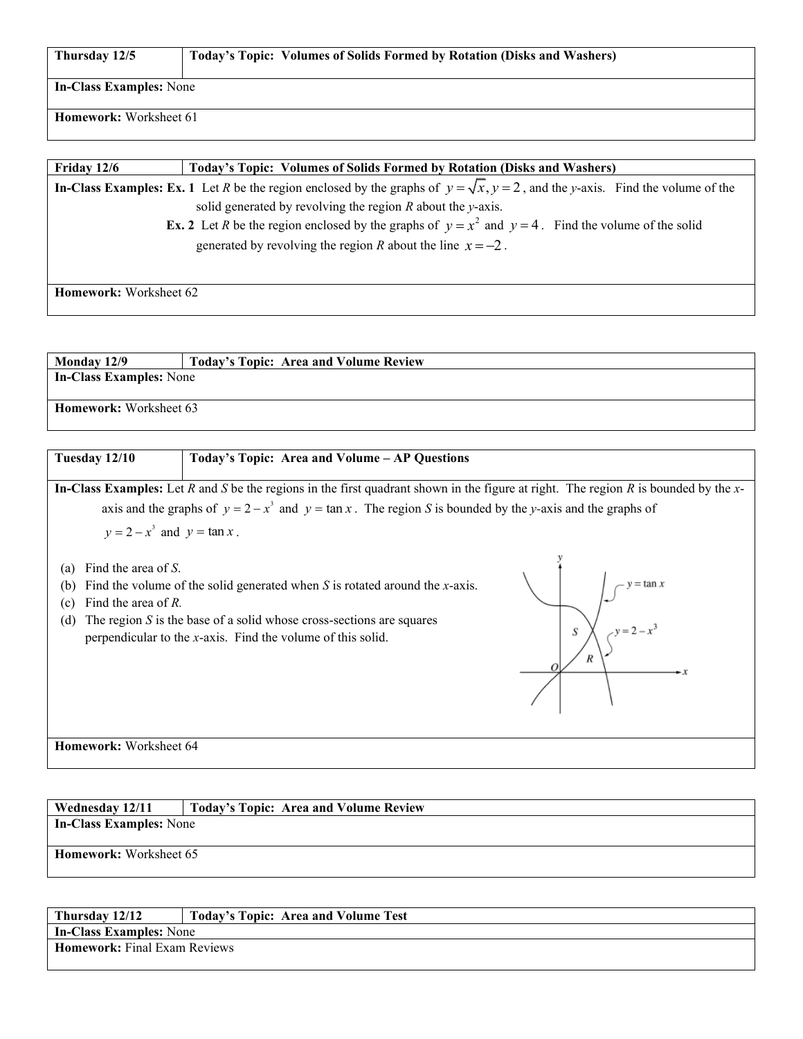| Thursday 12/5 | Today's Topic: Volumes of Solids Formed by Rotation (Disks and Washers) |
|---|---|
| **In-Class Examples:** None | |
| **Homework:** Worksheet 61 | |

| Friday 12/6 | Today's Topic: Volumes of Solids Formed by Rotation (Disks and Washers) |
|---|---|
| **In-Class Examples: Ex. 1** Let *R* be the region enclosed by the graphs of $y = \sqrt{x}, y = 2$, and the *y*-axis. Find the volume of the solid generated by revolving the region *R* about the *y*-axis. **Ex. 2** Let *R* be the region enclosed by the graphs of $y = x^2$ and $y = 4$. Find the volume of the solid generated by revolving the region *R* about the line $x = -2$. | |
| **Homework:** Worksheet 62 | |

| Monday 12/9 | Today's Topic: Area and Volume Review |
|---|---|
| **In-Class Examples:** None | |
| **Homework:** Worksheet 63 | |

| Tuesday 12/10 | Today's Topic: Area and Volume – AP Questions |
|---|---|
| **In-Class Examples:** Let *R* and *S* be the regions in the first quadrant shown in the figure at right. The region *R* is bounded by the *x*-axis and the graphs of $y = 2 - x^3$ and $y = \tan x$. The region *S* is bounded by the *y*-axis and the graphs of $y = 2 - x^3$ and $y = \tan x$. (a) Find the area of *S*. (b) Find the volume of the solid generated when *S* is rotated around the *x*-axis. (c) Find the area of *R*. (d) The region *S* is the base of a solid whose cross-sections are squares perpendicular to the *x*-axis. Find the volume of this solid. | |
| **Homework:** Worksheet 64 | |

y

$y = \tan x$

$y = 2 - x^3$

S

R

O

x

| Wednesday 12/11 | Today's Topic: Area and Volume Review |
|---|---|
| **In-Class Examples:** None | |
| **Homework:** Worksheet 65 | |

| Thursday 12/12 | Today's Topic: Area and Volume Test |
|---|---|
| **In-Class Examples:** None | |
| **Homework:** Final Exam Reviews | |